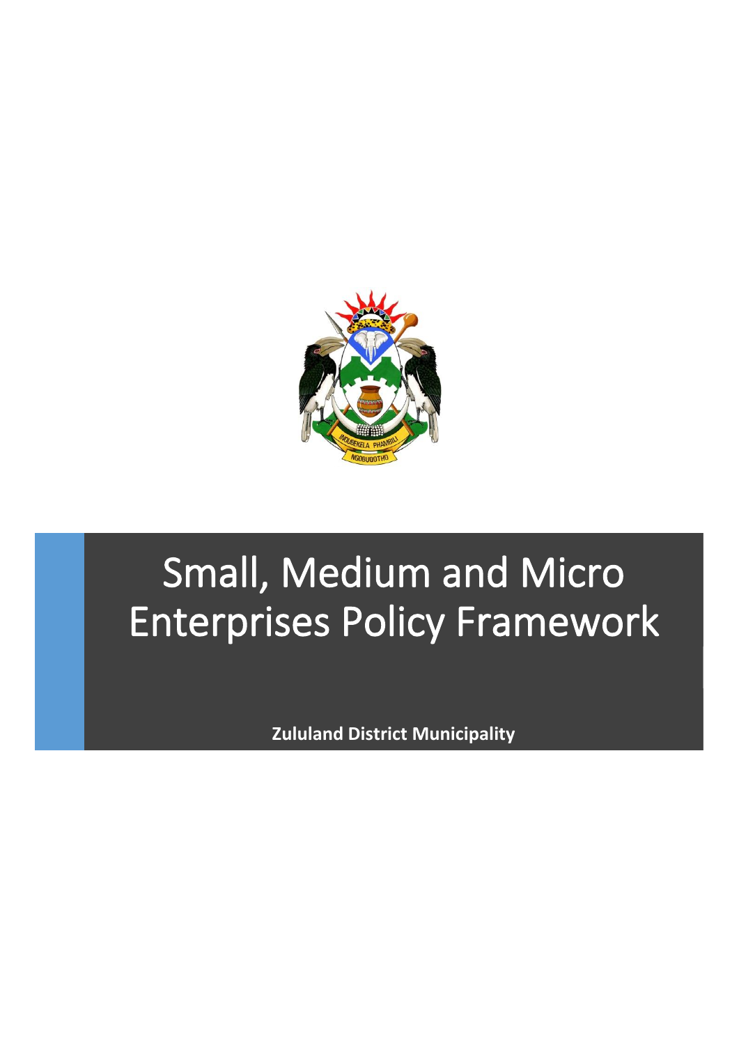# Small, Medium and Micro Enterprises Policy Framework

**Zululand District Municipality**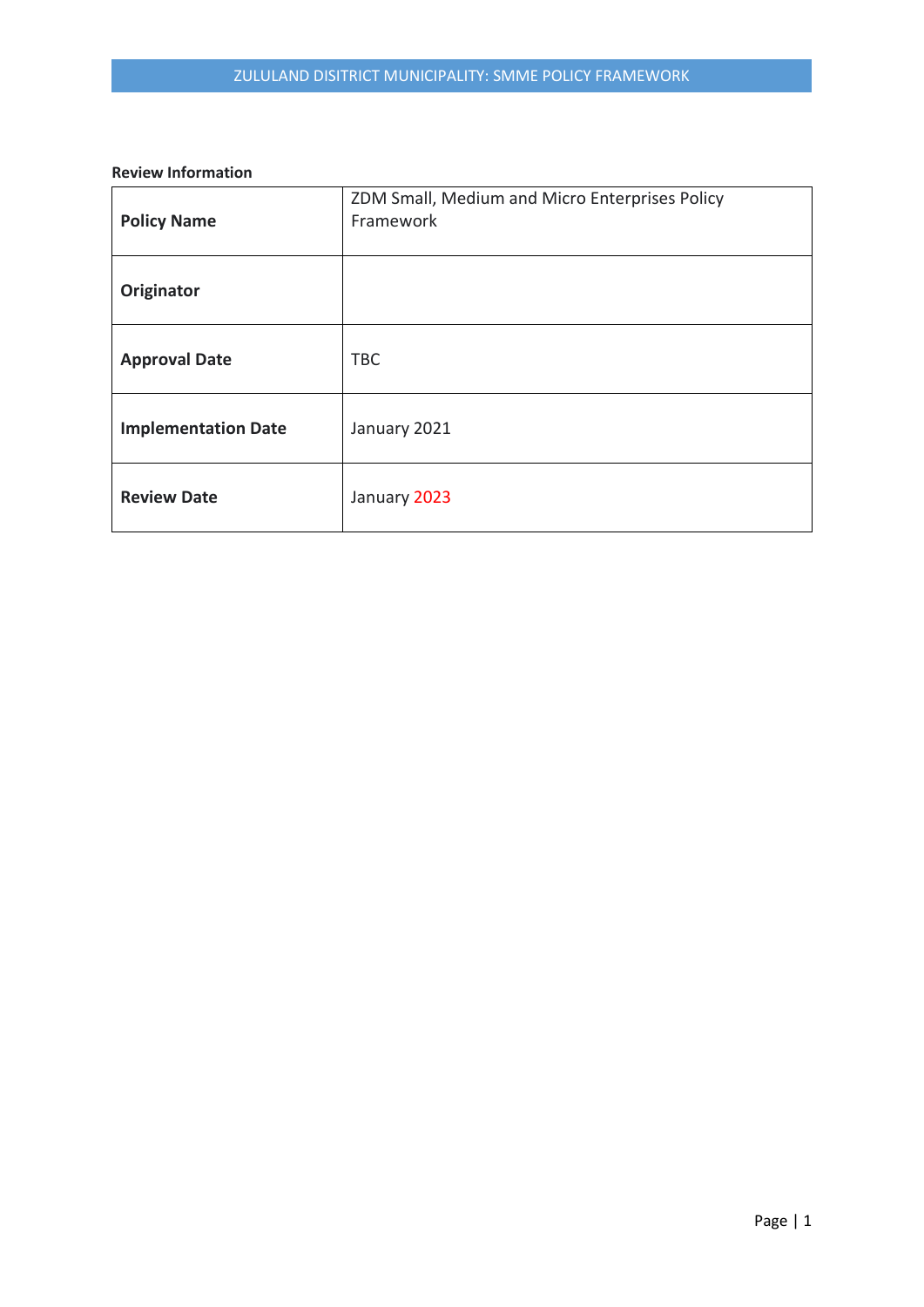**Review Information**

| **Policy Name** | ZDM Small, Medium and Micro Enterprises Policy Framework |
|---|---|
| **Originator** | |
| **Approval Date** | TBC |
| **Implementation Date** | January 2021 |
| **Review Date** | January 2023 |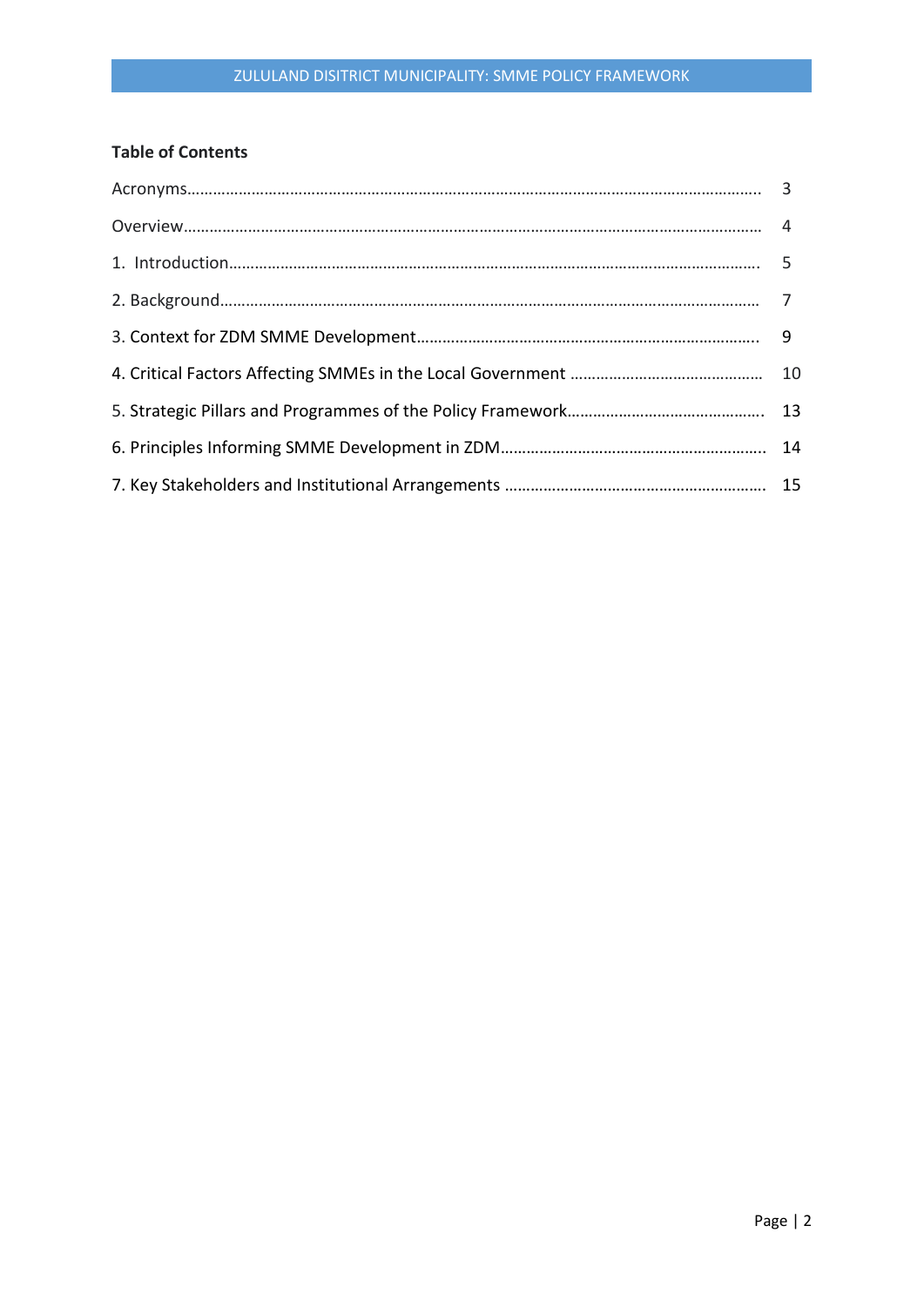## Table of Contents

| | |
|---|---|
| Acronyms | 3 |
| Overview | 4 |
| 1. Introduction | 5 |
| 2. Background | 7 |
| 3. Context for ZDM SMME Development | 9 |
| 4. Critical Factors Affecting SMMEs in the Local Government | 10 |
| 5. Strategic Pillars and Programmes of the Policy Framework | 13 |
| 6. Principles Informing SMME Development in ZDM | 14 |
| 7. Key Stakeholders and Institutional Arrangements | 15 |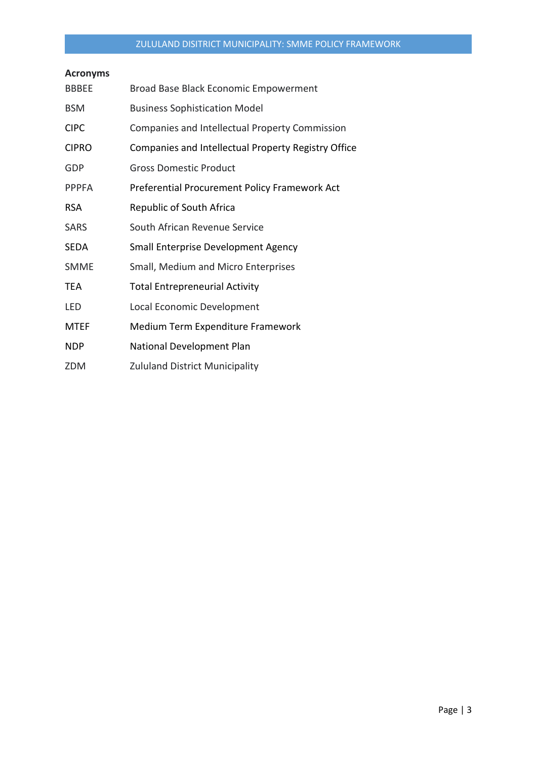## Acronyms

| | |
|---|---|
| BBBEE | Broad Base Black Economic Empowerment |
| BSM | Business Sophistication Model |
| CIPC | Companies and Intellectual Property Commission |
| CIPRO | Companies and Intellectual Property Registry Office |
| GDP | Gross Domestic Product |
| PPPFA | Preferential Procurement Policy Framework Act |
| RSA | Republic of South Africa |
| SARS | South African Revenue Service |
| SEDA | Small Enterprise Development Agency |
| SMME | Small, Medium and Micro Enterprises |
| TEA | Total Entrepreneurial Activity |
| LED | Local Economic Development |
| MTEF | Medium Term Expenditure Framework |
| NDP | National Development Plan |
| ZDM | Zululand District Municipality |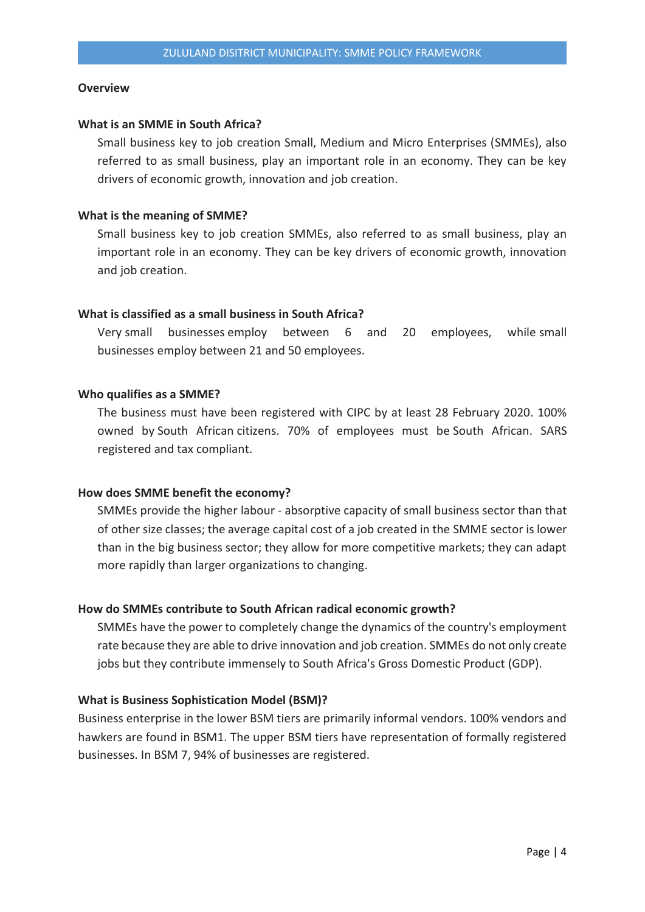**Overview**

**What is an SMME in South Africa?**

Small business key to job creation Small, Medium and Micro Enterprises (SMMEs), also referred to as small business, play an important role in an economy. They can be key drivers of economic growth, innovation and job creation.

**What is the meaning of SMME?**

Small business key to job creation SMMEs, also referred to as small business, play an important role in an economy. They can be key drivers of economic growth, innovation and job creation.

**What is classified as a small business in South Africa?**

Very small businesses employ between 6 and 20 employees, while small businesses employ between 21 and 50 employees.

**Who qualifies as a SMME?**

The business must have been registered with CIPC by at least 28 February 2020. 100% owned by South African citizens. 70% of employees must be South African. SARS registered and tax compliant.

**How does SMME benefit the economy?**

SMMEs provide the higher labour - absorptive capacity of small business sector than that of other size classes; the average capital cost of a job created in the SMME sector is lower than in the big business sector; they allow for more competitive markets; they can adapt more rapidly than larger organizations to changing.

**How do SMMEs contribute to South African radical economic growth?**

SMMEs have the power to completely change the dynamics of the country's employment rate because they are able to drive innovation and job creation. SMMEs do not only create jobs but they contribute immensely to South Africa's Gross Domestic Product (GDP).

**What is Business Sophistication Model (BSM)?**

Business enterprise in the lower BSM tiers are primarily informal vendors. 100% vendors and hawkers are found in BSM1. The upper BSM tiers have representation of formally registered businesses. In BSM 7, 94% of businesses are registered.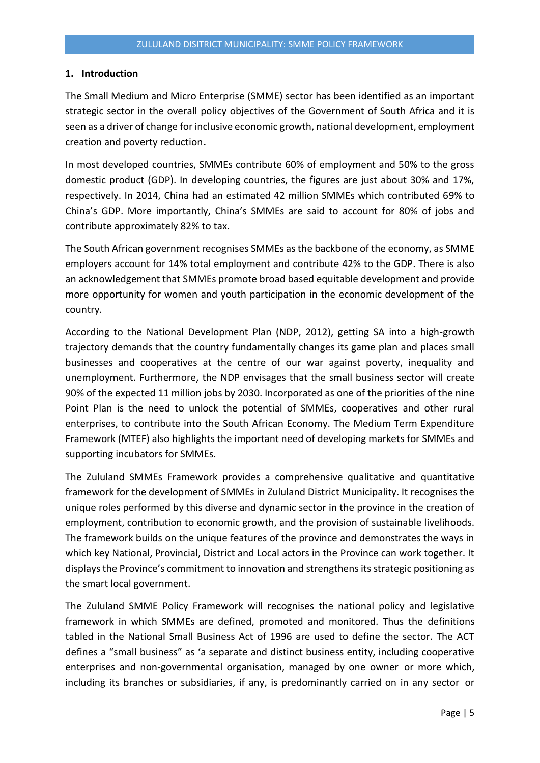## 1. Introduction

The Small Medium and Micro Enterprise (SMME) sector has been identified as an important strategic sector in the overall policy objectives of the Government of South Africa and it is seen as a driver of change for inclusive economic growth, national development, employment creation and poverty reduction.

In most developed countries, SMMEs contribute 60% of employment and 50% to the gross domestic product (GDP). In developing countries, the figures are just about 30% and 17%, respectively. In 2014, China had an estimated 42 million SMMEs which contributed 69% to China's GDP. More importantly, China's SMMEs are said to account for 80% of jobs and contribute approximately 82% to tax.

The South African government recognises SMMEs as the backbone of the economy, as SMME employers account for 14% total employment and contribute 42% to the GDP. There is also an acknowledgement that SMMEs promote broad based equitable development and provide more opportunity for women and youth participation in the economic development of the country.

According to the National Development Plan (NDP, 2012), getting SA into a high-growth trajectory demands that the country fundamentally changes its game plan and places small businesses and cooperatives at the centre of our war against poverty, inequality and unemployment. Furthermore, the NDP envisages that the small business sector will create 90% of the expected 11 million jobs by 2030. Incorporated as one of the priorities of the nine Point Plan is the need to unlock the potential of SMMEs, cooperatives and other rural enterprises, to contribute into the South African Economy. The Medium Term Expenditure Framework (MTEF) also highlights the important need of developing markets for SMMEs and supporting incubators for SMMEs.

The Zululand SMMEs Framework provides a comprehensive qualitative and quantitative framework for the development of SMMEs in Zululand District Municipality. It recognises the unique roles performed by this diverse and dynamic sector in the province in the creation of employment, contribution to economic growth, and the provision of sustainable livelihoods. The framework builds on the unique features of the province and demonstrates the ways in which key National, Provincial, District and Local actors in the Province can work together. It displays the Province's commitment to innovation and strengthens its strategic positioning as the smart local government.

The Zululand SMME Policy Framework will recognises the national policy and legislative framework in which SMMEs are defined, promoted and monitored. Thus the definitions tabled in the National Small Business Act of 1996 are used to define the sector. The ACT defines a "small business" as 'a separate and distinct business entity, including cooperative enterprises and non-governmental organisation, managed by one owner or more which, including its branches or subsidiaries, if any, is predominantly carried on in any sector or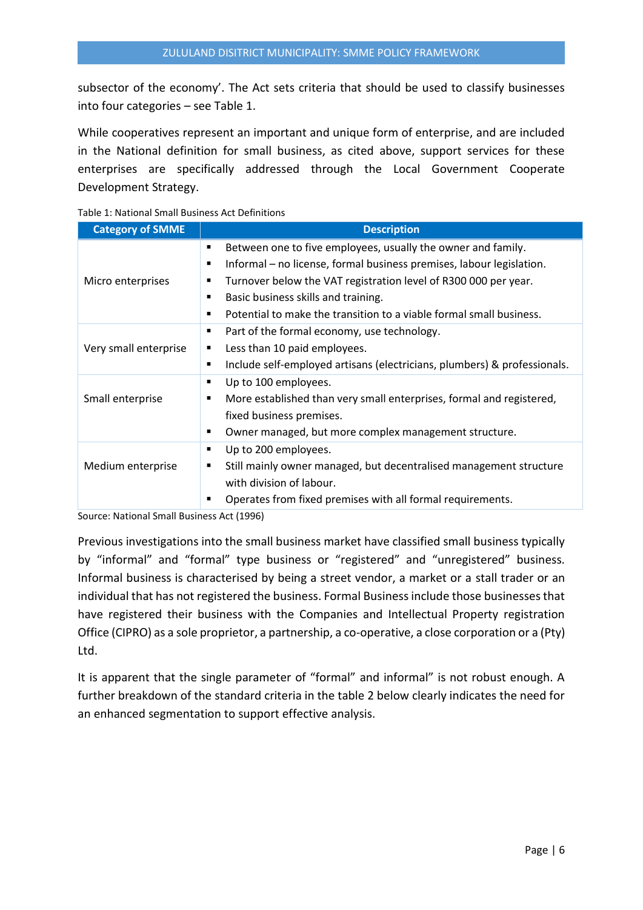subsector of the economy'. The Act sets criteria that should be used to classify businesses into four categories – see Table 1.

While cooperatives represent an important and unique form of enterprise, and are included in the National definition for small business, as cited above, support services for these enterprises are specifically addressed through the Local Government Cooperate Development Strategy.

Table 1: National Small Business Act Definitions

| Category of SMME | Description |
|---|---|
| Micro enterprises | ▪ Between one to five employees, usually the owner and family.<br>▪ Informal – no license, formal business premises, labour legislation.<br>▪ Turnover below the VAT registration level of R300 000 per year.<br>▪ Basic business skills and training.<br>▪ Potential to make the transition to a viable formal small business. |
| Very small enterprise | ▪ Part of the formal economy, use technology.<br>▪ Less than 10 paid employees.<br>▪ Include self-employed artisans (electricians, plumbers) & professionals. |
| Small enterprise | ▪ Up to 100 employees.<br>▪ More established than very small enterprises, formal and registered, fixed business premises.<br>▪ Owner managed, but more complex management structure. |
| Medium enterprise | ▪ Up to 200 employees.<br>▪ Still mainly owner managed, but decentralised management structure with division of labour.<br>▪ Operates from fixed premises with all formal requirements. |

Source: National Small Business Act (1996)

Previous investigations into the small business market have classified small business typically by "informal" and "formal" type business or "registered" and "unregistered" business. Informal business is characterised by being a street vendor, a market or a stall trader or an individual that has not registered the business. Formal Business include those businesses that have registered their business with the Companies and Intellectual Property registration Office (CIPRO) as a sole proprietor, a partnership, a co-operative, a close corporation or a (Pty) Ltd.

It is apparent that the single parameter of "formal" and informal" is not robust enough. A further breakdown of the standard criteria in the table 2 below clearly indicates the need for an enhanced segmentation to support effective analysis.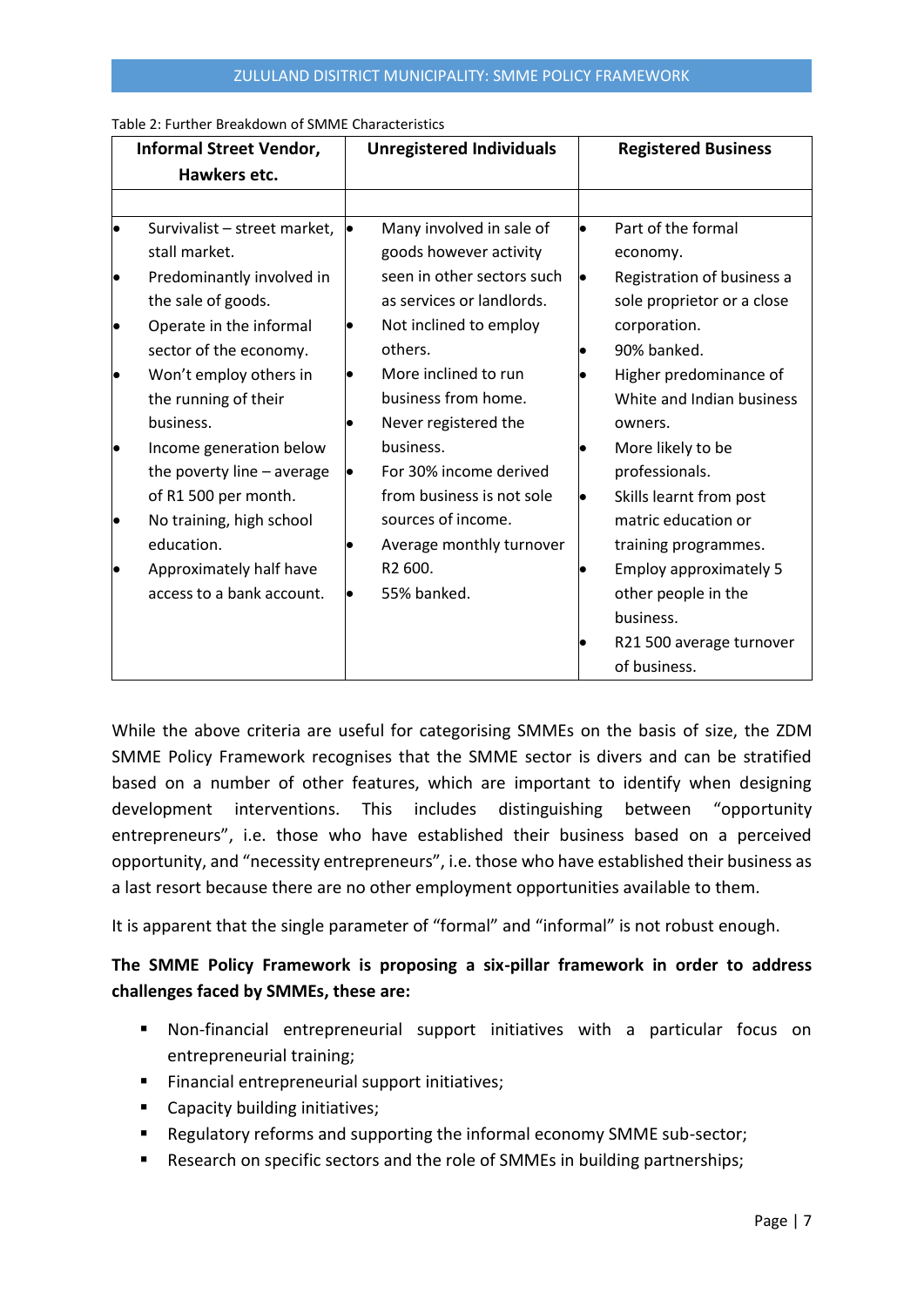Table 2: Further Breakdown of SMME Characteristics

| Informal Street Vendor, Hawkers etc. | Unregistered Individuals | Registered Business |
|---|---|---|
| | | |
| • Survivalist – street market, stall market.<br>• Predominantly involved in the sale of goods.<br>• Operate in the informal sector of the economy.<br>• Won't employ others in the running of their business.<br>• Income generation below the poverty line – average of R1 500 per month.<br>• No training, high school education.<br>• Approximately half have access to a bank account. | • Many involved in sale of goods however activity seen in other sectors such as services or landlords.<br>• Not inclined to employ others.<br>• More inclined to run business from home.<br>• Never registered the business.<br>• For 30% income derived from business is not sole sources of income.<br>• Average monthly turnover R2 600.<br>• 55% banked. | • Part of the formal economy.<br>• Registration of business a sole proprietor or a close corporation.<br>• 90% banked.<br>• Higher predominance of White and Indian business owners.<br>• More likely to be professionals.<br>• Skills learnt from post matric education or training programmes.<br>• Employ approximately 5 other people in the business.<br>• R21 500 average turnover of business. |

While the above criteria are useful for categorising SMMEs on the basis of size, the ZDM SMME Policy Framework recognises that the SMME sector is divers and can be stratified based on a number of other features, which are important to identify when designing development interventions. This includes distinguishing between "opportunity entrepreneurs", i.e. those who have established their business based on a perceived opportunity, and "necessity entrepreneurs", i.e. those who have established their business as a last resort because there are no other employment opportunities available to them.

It is apparent that the single parameter of "formal" and "informal" is not robust enough.

**The SMME Policy Framework is proposing a six-pillar framework in order to address challenges faced by SMMEs, these are:**

- Non-financial entrepreneurial support initiatives with a particular focus on entrepreneurial training;
- Financial entrepreneurial support initiatives;
- Capacity building initiatives;
- Regulatory reforms and supporting the informal economy SMME sub-sector;
- Research on specific sectors and the role of SMMEs in building partnerships;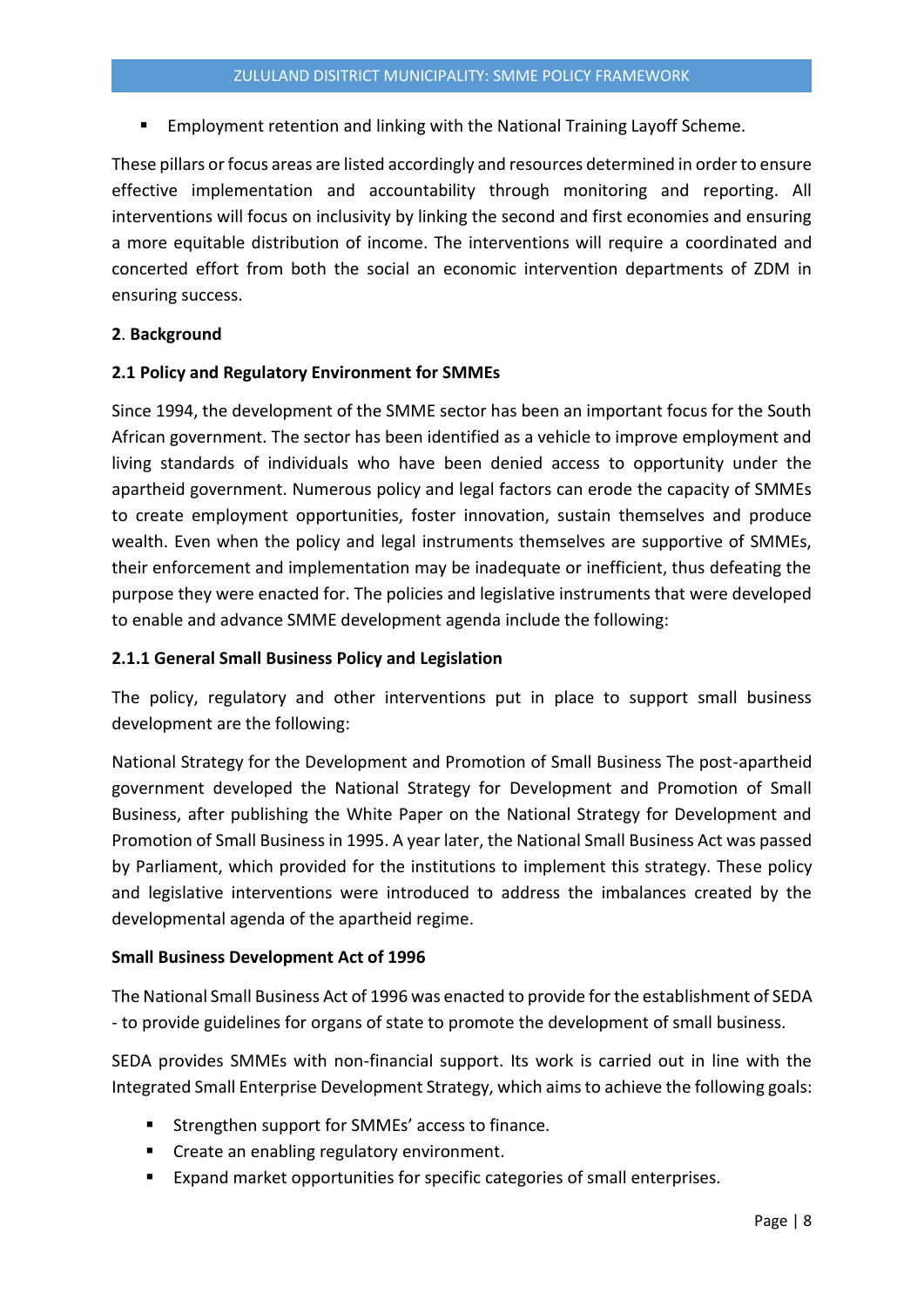- Employment retention and linking with the National Training Layoff Scheme.

These pillars or focus areas are listed accordingly and resources determined in order to ensure effective implementation and accountability through monitoring and reporting. All interventions will focus on inclusivity by linking the second and first economies and ensuring a more equitable distribution of income. The interventions will require a coordinated and concerted effort from both the social an economic intervention departments of ZDM in ensuring success.

## 2. Background

### 2.1 Policy and Regulatory Environment for SMMEs

Since 1994, the development of the SMME sector has been an important focus for the South African government. The sector has been identified as a vehicle to improve employment and living standards of individuals who have been denied access to opportunity under the apartheid government. Numerous policy and legal factors can erode the capacity of SMMEs to create employment opportunities, foster innovation, sustain themselves and produce wealth. Even when the policy and legal instruments themselves are supportive of SMMEs, their enforcement and implementation may be inadequate or inefficient, thus defeating the purpose they were enacted for. The policies and legislative instruments that were developed to enable and advance SMME development agenda include the following:

#### 2.1.1 General Small Business Policy and Legislation

The policy, regulatory and other interventions put in place to support small business development are the following:

National Strategy for the Development and Promotion of Small Business The post-apartheid government developed the National Strategy for Development and Promotion of Small Business, after publishing the White Paper on the National Strategy for Development and Promotion of Small Business in 1995. A year later, the National Small Business Act was passed by Parliament, which provided for the institutions to implement this strategy. These policy and legislative interventions were introduced to address the imbalances created by the developmental agenda of the apartheid regime.

**Small Business Development Act of 1996**

The National Small Business Act of 1996 was enacted to provide for the establishment of SEDA - to provide guidelines for organs of state to promote the development of small business.

SEDA provides SMMEs with non-financial support. Its work is carried out in line with the Integrated Small Enterprise Development Strategy, which aims to achieve the following goals:

- Strengthen support for SMMEs' access to finance.
- Create an enabling regulatory environment.
- Expand market opportunities for specific categories of small enterprises.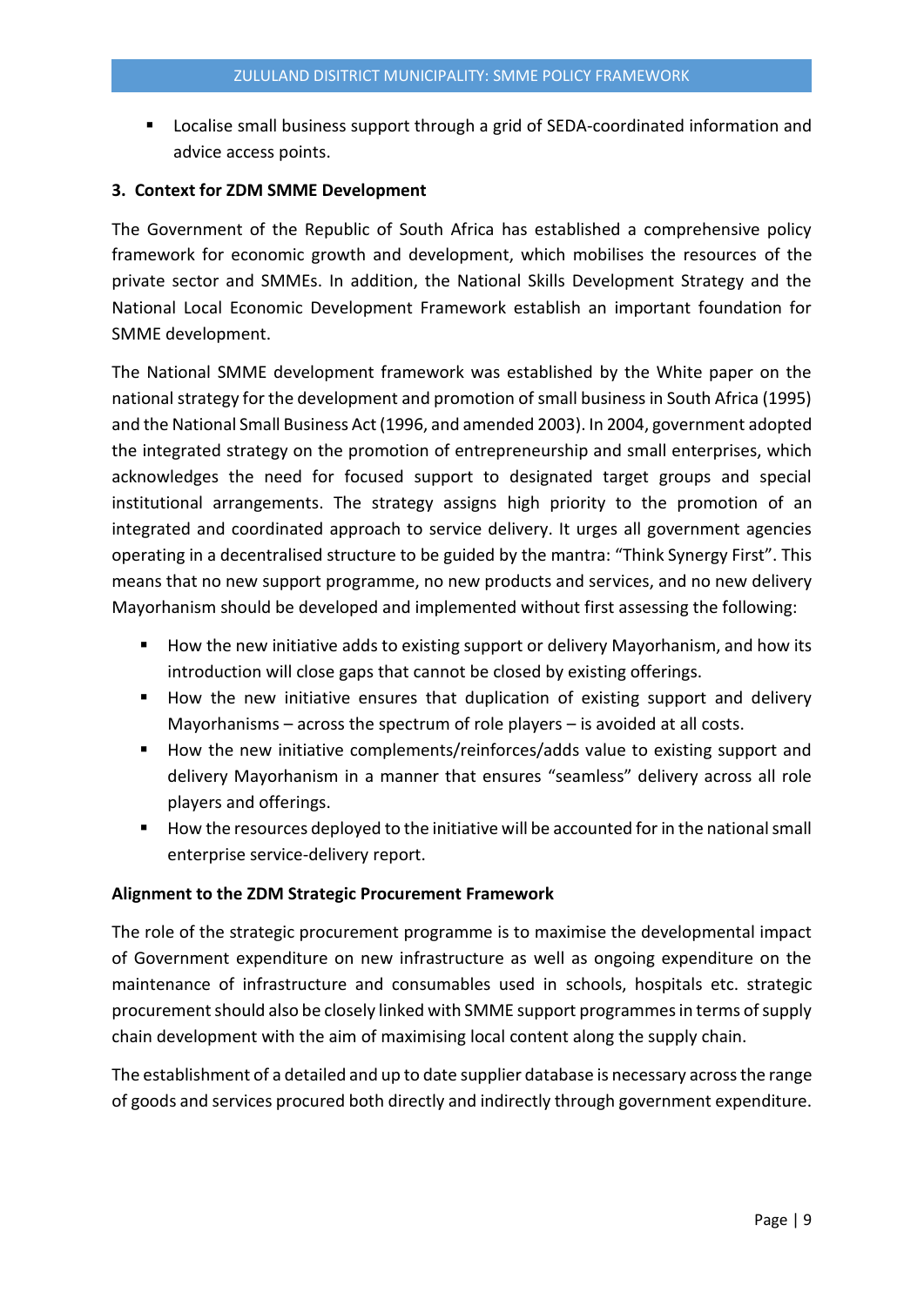- Localise small business support through a grid of SEDA-coordinated information and advice access points.

## 3. Context for ZDM SMME Development

The Government of the Republic of South Africa has established a comprehensive policy framework for economic growth and development, which mobilises the resources of the private sector and SMMEs. In addition, the National Skills Development Strategy and the National Local Economic Development Framework establish an important foundation for SMME development.

The National SMME development framework was established by the White paper on the national strategy for the development and promotion of small business in South Africa (1995) and the National Small Business Act (1996, and amended 2003). In 2004, government adopted the integrated strategy on the promotion of entrepreneurship and small enterprises, which acknowledges the need for focused support to designated target groups and special institutional arrangements. The strategy assigns high priority to the promotion of an integrated and coordinated approach to service delivery. It urges all government agencies operating in a decentralised structure to be guided by the mantra: "Think Synergy First". This means that no new support programme, no new products and services, and no new delivery Mayorhanism should be developed and implemented without first assessing the following:

- How the new initiative adds to existing support or delivery Mayorhanism, and how its introduction will close gaps that cannot be closed by existing offerings.
- How the new initiative ensures that duplication of existing support and delivery Mayorhanisms – across the spectrum of role players – is avoided at all costs.
- How the new initiative complements/reinforces/adds value to existing support and delivery Mayorhanism in a manner that ensures "seamless" delivery across all role players and offerings.
- How the resources deployed to the initiative will be accounted for in the national small enterprise service-delivery report.

### Alignment to the ZDM Strategic Procurement Framework

The role of the strategic procurement programme is to maximise the developmental impact of Government expenditure on new infrastructure as well as ongoing expenditure on the maintenance of infrastructure and consumables used in schools, hospitals etc. strategic procurement should also be closely linked with SMME support programmes in terms of supply chain development with the aim of maximising local content along the supply chain.

The establishment of a detailed and up to date supplier database is necessary across the range of goods and services procured both directly and indirectly through government expenditure.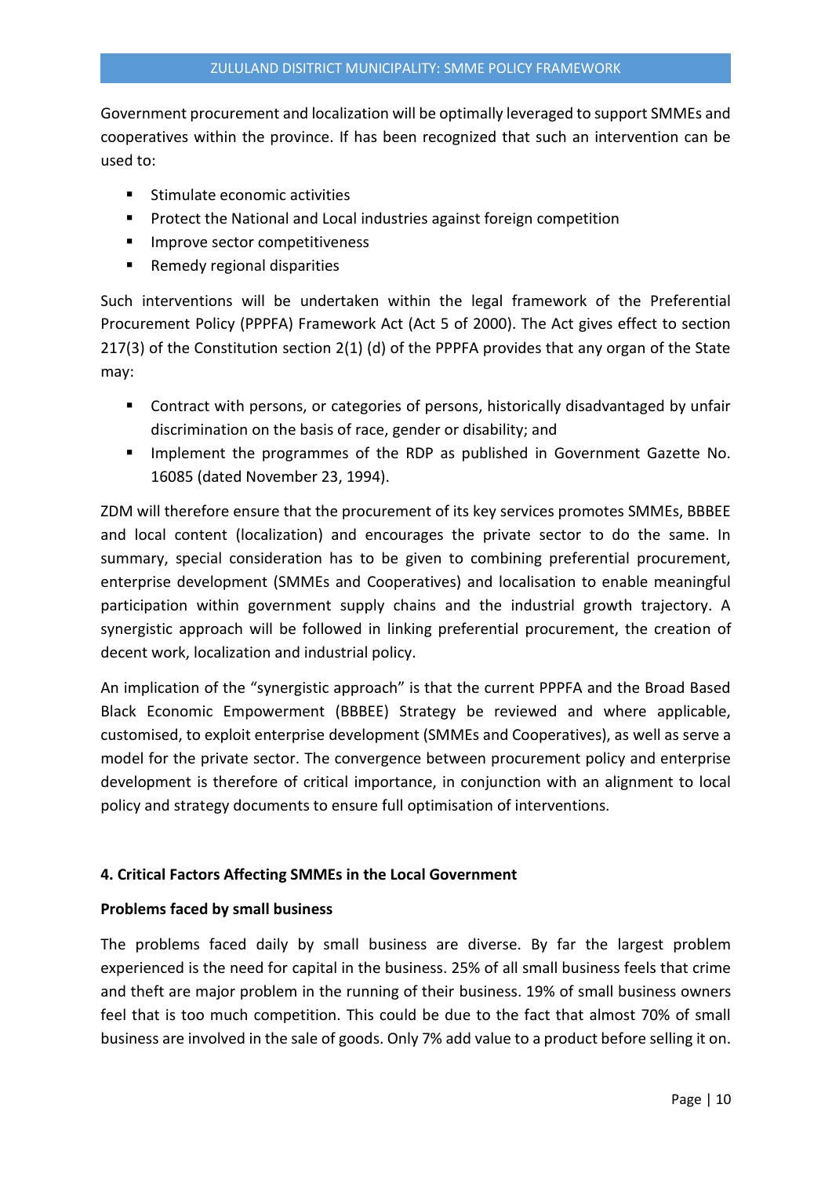Government procurement and localization will be optimally leveraged to support SMMEs and cooperatives within the province. If has been recognized that such an intervention can be used to:

- Stimulate economic activities
- Protect the National and Local industries against foreign competition
- Improve sector competitiveness
- Remedy regional disparities

Such interventions will be undertaken within the legal framework of the Preferential Procurement Policy (PPPFA) Framework Act (Act 5 of 2000). The Act gives effect to section 217(3) of the Constitution section 2(1) (d) of the PPPFA provides that any organ of the State may:

- Contract with persons, or categories of persons, historically disadvantaged by unfair discrimination on the basis of race, gender or disability; and
- Implement the programmes of the RDP as published in Government Gazette No. 16085 (dated November 23, 1994).

ZDM will therefore ensure that the procurement of its key services promotes SMMEs, BBBEE and local content (localization) and encourages the private sector to do the same. In summary, special consideration has to be given to combining preferential procurement, enterprise development (SMMEs and Cooperatives) and localisation to enable meaningful participation within government supply chains and the industrial growth trajectory. A synergistic approach will be followed in linking preferential procurement, the creation of decent work, localization and industrial policy.

An implication of the "synergistic approach" is that the current PPPFA and the Broad Based Black Economic Empowerment (BBBEE) Strategy be reviewed and where applicable, customised, to exploit enterprise development (SMMEs and Cooperatives), as well as serve a model for the private sector. The convergence between procurement policy and enterprise development is therefore of critical importance, in conjunction with an alignment to local policy and strategy documents to ensure full optimisation of interventions.

## 4. Critical Factors Affecting SMMEs in the Local Government

### Problems faced by small business

The problems faced daily by small business are diverse. By far the largest problem experienced is the need for capital in the business. 25% of all small business feels that crime and theft are major problem in the running of their business. 19% of small business owners feel that is too much competition. This could be due to the fact that almost 70% of small business are involved in the sale of goods. Only 7% add value to a product before selling it on.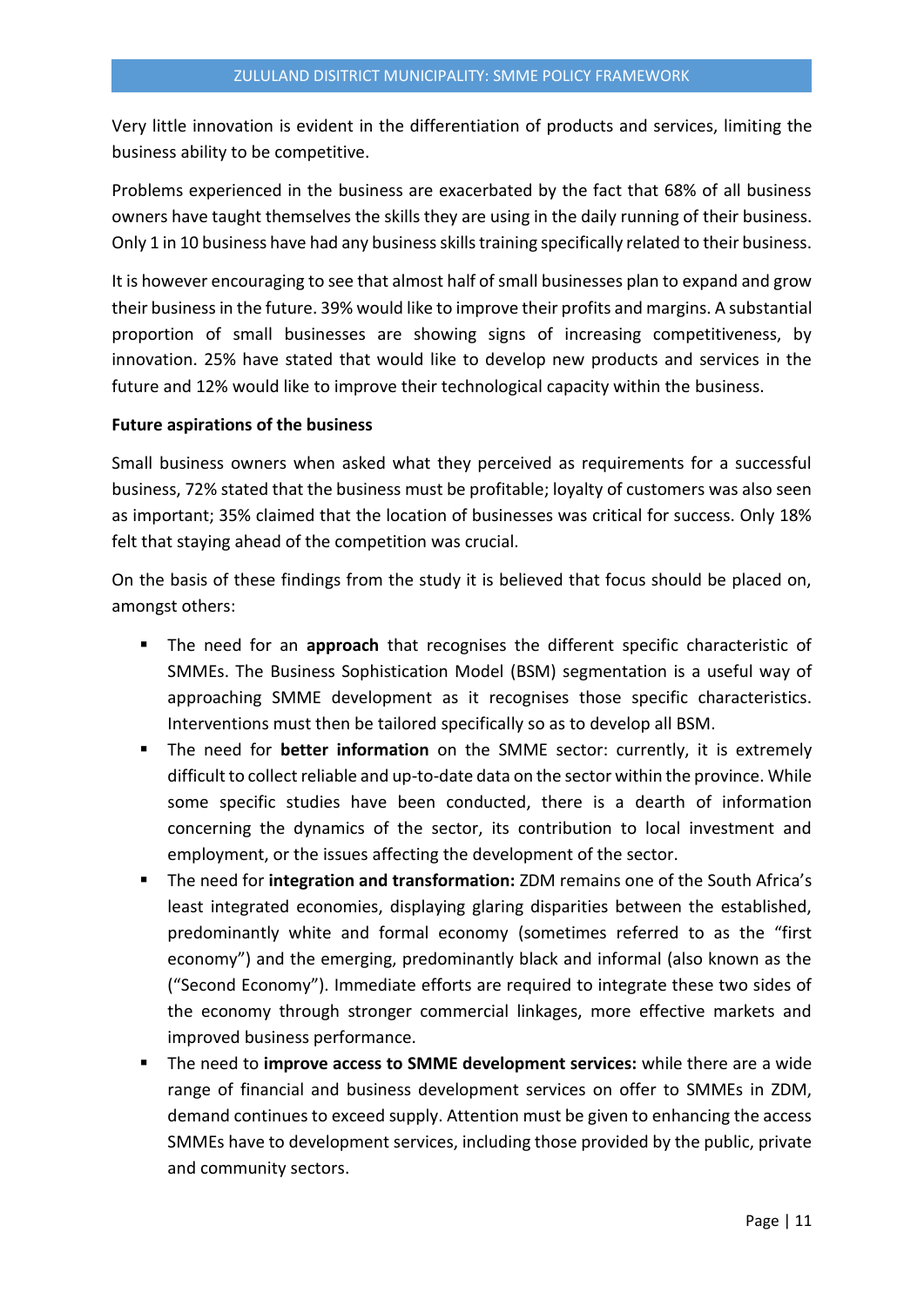Very little innovation is evident in the differentiation of products and services, limiting the business ability to be competitive.

Problems experienced in the business are exacerbated by the fact that 68% of all business owners have taught themselves the skills they are using in the daily running of their business. Only 1 in 10 business have had any business skills training specifically related to their business.

It is however encouraging to see that almost half of small businesses plan to expand and grow their business in the future. 39% would like to improve their profits and margins. A substantial proportion of small businesses are showing signs of increasing competitiveness, by innovation. 25% have stated that would like to develop new products and services in the future and 12% would like to improve their technological capacity within the business.

**Future aspirations of the business**

Small business owners when asked what they perceived as requirements for a successful business, 72% stated that the business must be profitable; loyalty of customers was also seen as important; 35% claimed that the location of businesses was critical for success. Only 18% felt that staying ahead of the competition was crucial.

On the basis of these findings from the study it is believed that focus should be placed on, amongst others:

- The need for an **approach** that recognises the different specific characteristic of SMMEs. The Business Sophistication Model (BSM) segmentation is a useful way of approaching SMME development as it recognises those specific characteristics. Interventions must then be tailored specifically so as to develop all BSM.
- The need for **better information** on the SMME sector: currently, it is extremely difficult to collect reliable and up-to-date data on the sector within the province. While some specific studies have been conducted, there is a dearth of information concerning the dynamics of the sector, its contribution to local investment and employment, or the issues affecting the development of the sector.
- The need for **integration and transformation:** ZDM remains one of the South Africa's least integrated economies, displaying glaring disparities between the established, predominantly white and formal economy (sometimes referred to as the "first economy") and the emerging, predominantly black and informal (also known as the ("Second Economy"). Immediate efforts are required to integrate these two sides of the economy through stronger commercial linkages, more effective markets and improved business performance.
- The need to **improve access to SMME development services:** while there are a wide range of financial and business development services on offer to SMMEs in ZDM, demand continues to exceed supply. Attention must be given to enhancing the access SMMEs have to development services, including those provided by the public, private and community sectors.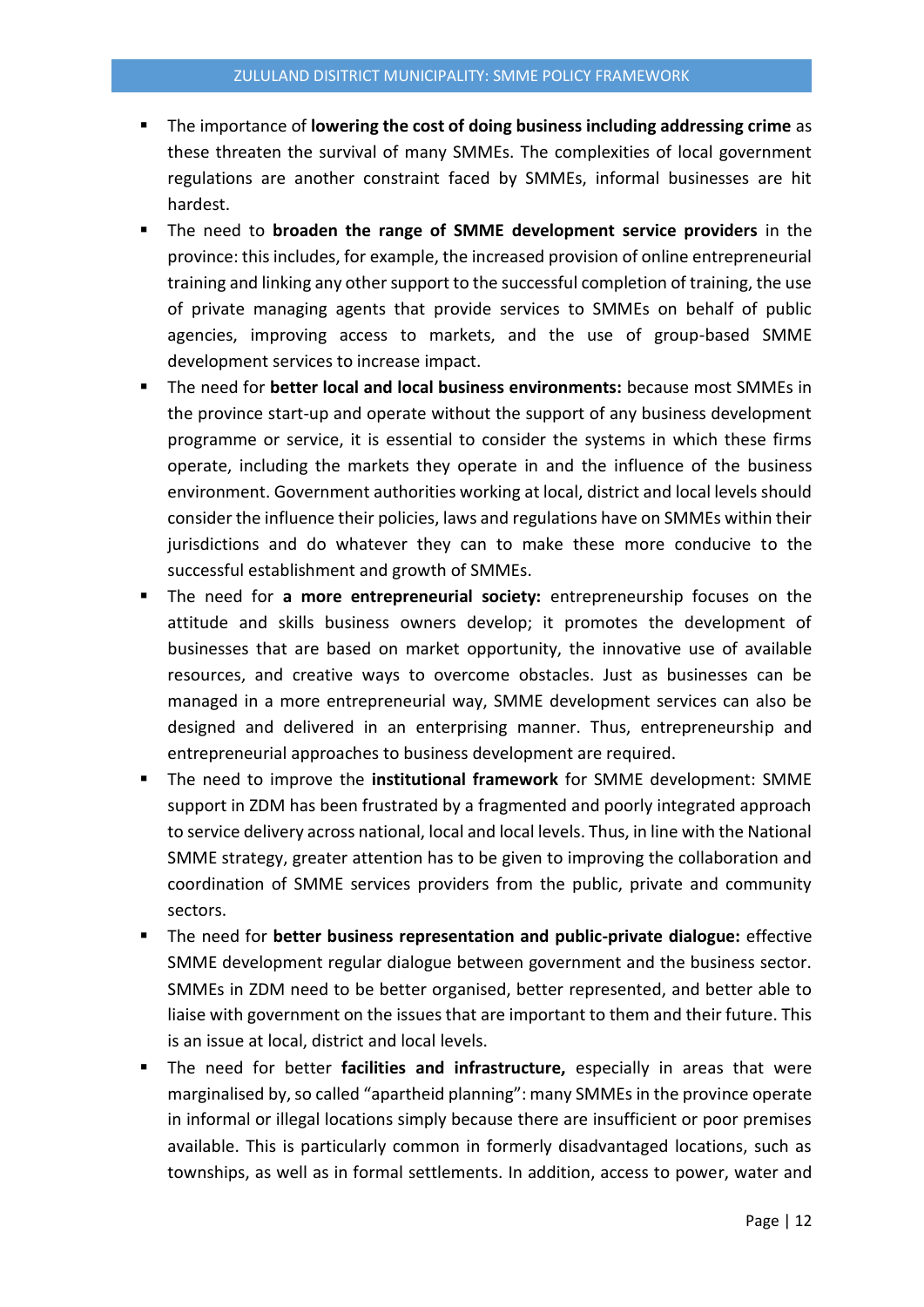- The importance of **lowering the cost of doing business including addressing crime** as these threaten the survival of many SMMEs. The complexities of local government regulations are another constraint faced by SMMEs, informal businesses are hit hardest.
- The need to **broaden the range of SMME development service providers** in the province: this includes, for example, the increased provision of online entrepreneurial training and linking any other support to the successful completion of training, the use of private managing agents that provide services to SMMEs on behalf of public agencies, improving access to markets, and the use of group-based SMME development services to increase impact.
- The need for **better local and local business environments:** because most SMMEs in the province start-up and operate without the support of any business development programme or service, it is essential to consider the systems in which these firms operate, including the markets they operate in and the influence of the business environment. Government authorities working at local, district and local levels should consider the influence their policies, laws and regulations have on SMMEs within their jurisdictions and do whatever they can to make these more conducive to the successful establishment and growth of SMMEs.
- The need for **a more entrepreneurial society:** entrepreneurship focuses on the attitude and skills business owners develop; it promotes the development of businesses that are based on market opportunity, the innovative use of available resources, and creative ways to overcome obstacles. Just as businesses can be managed in a more entrepreneurial way, SMME development services can also be designed and delivered in an enterprising manner. Thus, entrepreneurship and entrepreneurial approaches to business development are required.
- The need to improve the **institutional framework** for SMME development: SMME support in ZDM has been frustrated by a fragmented and poorly integrated approach to service delivery across national, local and local levels. Thus, in line with the National SMME strategy, greater attention has to be given to improving the collaboration and coordination of SMME services providers from the public, private and community sectors.
- The need for **better business representation and public-private dialogue:** effective SMME development regular dialogue between government and the business sector. SMMEs in ZDM need to be better organised, better represented, and better able to liaise with government on the issues that are important to them and their future. This is an issue at local, district and local levels.
- The need for better **facilities and infrastructure,** especially in areas that were marginalised by, so called "apartheid planning": many SMMEs in the province operate in informal or illegal locations simply because there are insufficient or poor premises available. This is particularly common in formerly disadvantaged locations, such as townships, as well as in formal settlements. In addition, access to power, water and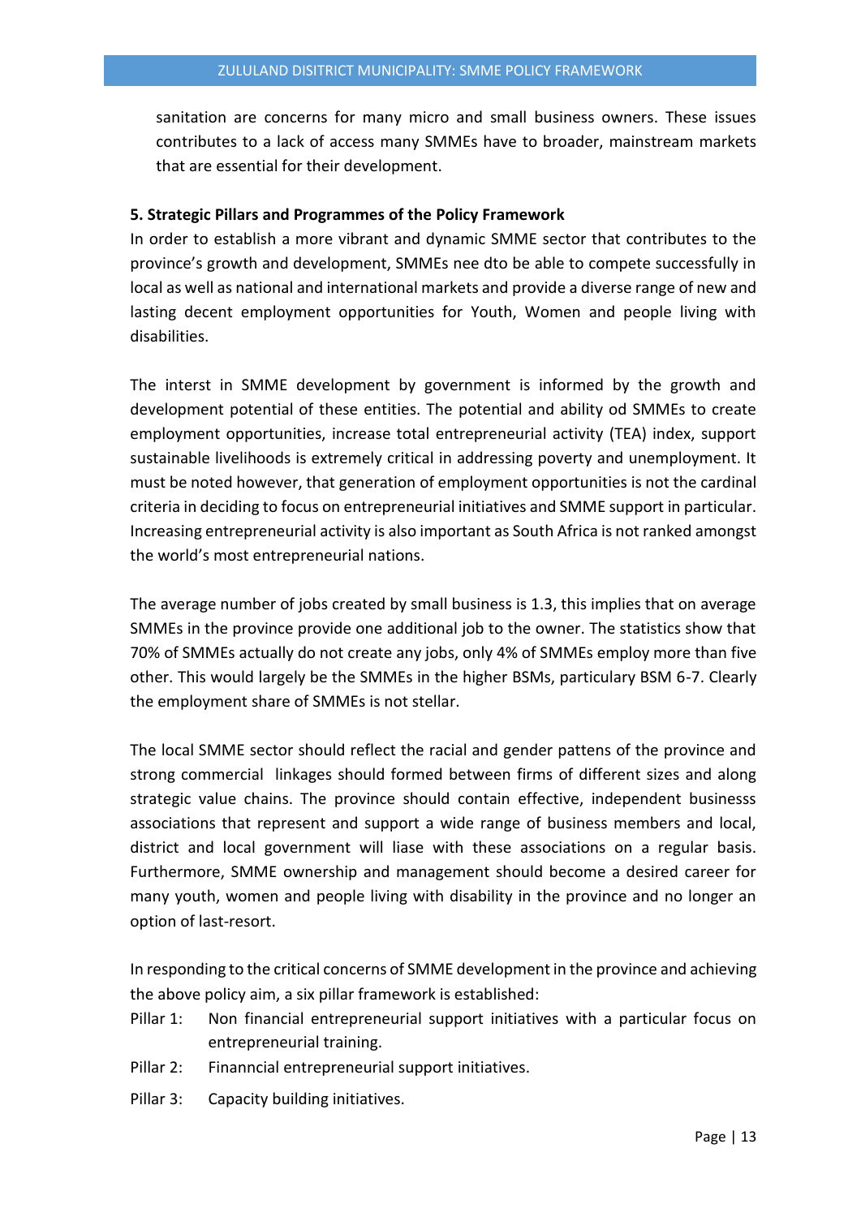sanitation are concerns for many micro and small business owners. These issues contributes to a lack of access many SMMEs have to broader, mainstream markets that are essential for their development.

**5. Strategic Pillars and Programmes of the Policy Framework**

In order to establish a more vibrant and dynamic SMME sector that contributes to the province's growth and development, SMMEs nee dto be able to compete successfully in local as well as national and international markets and provide a diverse range of new and lasting decent employment opportunities for Youth, Women and people living with disabilities.

The interst in SMME development by government is informed by the growth and development potential of these entities. The potential and ability od SMMEs to create employment opportunities, increase total entrepreneurial activity (TEA) index, support sustainable livelihoods is extremely critical in addressing poverty and unemployment. It must be noted however, that generation of employment opportunities is not the cardinal criteria in deciding to focus on entrepreneurial initiatives and SMME support in particular. Increasing entrepreneurial activity is also important as South Africa is not ranked amongst the world's most entrepreneurial nations.

The average number of jobs created by small business is 1.3, this implies that on average SMMEs in the province provide one additional job to the owner. The statistics show that 70% of SMMEs actually do not create any jobs, only 4% of SMMEs employ more than five other. This would largely be the SMMEs in the higher BSMs, particulary BSM 6-7. Clearly the employment share of SMMEs is not stellar.

The local SMME sector should reflect the racial and gender pattens of the province and strong commercial linkages should formed between firms of different sizes and along strategic value chains. The province should contain effective, independent businesss associations that represent and support a wide range of business members and local, district and local government will liase with these associations on a regular basis. Furthermore, SMME ownership and management should become a desired career for many youth, women and people living with disability in the province and no longer an option of last-resort.

In responding to the critical concerns of SMME development in the province and achieving the above policy aim, a six pillar framework is established:

Pillar 1: Non financial entrepreneurial support initiatives with a particular focus on entrepreneurial training.

Pillar 2: Finanncial entrepreneurial support initiatives.

Pillar 3: Capacity building initiatives.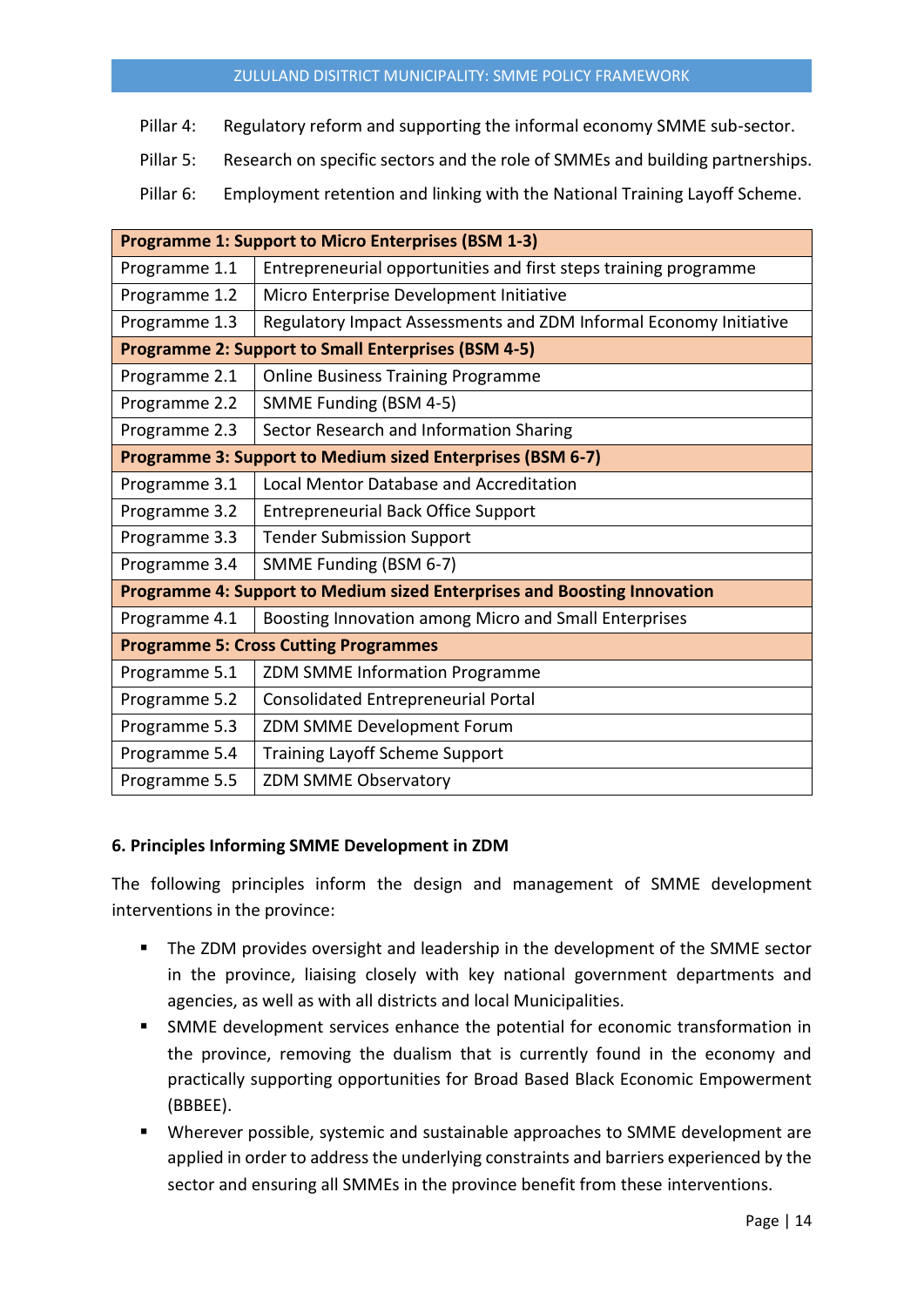Pillar 4: Regulatory reform and supporting the informal economy SMME sub-sector.

Pillar 5: Research on specific sectors and the role of SMMEs and building partnerships.

Pillar 6: Employment retention and linking with the National Training Layoff Scheme.

| **Programme 1: Support to Micro Enterprises (BSM 1-3)** | |
|---|---|
| Programme 1.1 | Entrepreneurial opportunities and first steps training programme |
| Programme 1.2 | Micro Enterprise Development Initiative |
| Programme 1.3 | Regulatory Impact Assessments and ZDM Informal Economy Initiative |
| **Programme 2: Support to Small Enterprises (BSM 4-5)** | |
| Programme 2.1 | Online Business Training Programme |
| Programme 2.2 | SMME Funding (BSM 4-5) |
| Programme 2.3 | Sector Research and Information Sharing |
| **Programme 3: Support to Medium sized Enterprises (BSM 6-7)** | |
| Programme 3.1 | Local Mentor Database and Accreditation |
| Programme 3.2 | Entrepreneurial Back Office Support |
| Programme 3.3 | Tender Submission Support |
| Programme 3.4 | SMME Funding (BSM 6-7) |
| **Programme 4: Support to Medium sized Enterprises and Boosting Innovation** | |
| Programme 4.1 | Boosting Innovation among Micro and Small Enterprises |
| **Programme 5: Cross Cutting Programmes** | |
| Programme 5.1 | ZDM SMME Information Programme |
| Programme 5.2 | Consolidated Entrepreneurial Portal |
| Programme 5.3 | ZDM SMME Development Forum |
| Programme 5.4 | Training Layoff Scheme Support |
| Programme 5.5 | ZDM SMME Observatory |

## 6. Principles Informing SMME Development in ZDM

The following principles inform the design and management of SMME development interventions in the province:

- The ZDM provides oversight and leadership in the development of the SMME sector in the province, liaising closely with key national government departments and agencies, as well as with all districts and local Municipalities.
- SMME development services enhance the potential for economic transformation in the province, removing the dualism that is currently found in the economy and practically supporting opportunities for Broad Based Black Economic Empowerment (BBBEE).
- Wherever possible, systemic and sustainable approaches to SMME development are applied in order to address the underlying constraints and barriers experienced by the sector and ensuring all SMMEs in the province benefit from these interventions.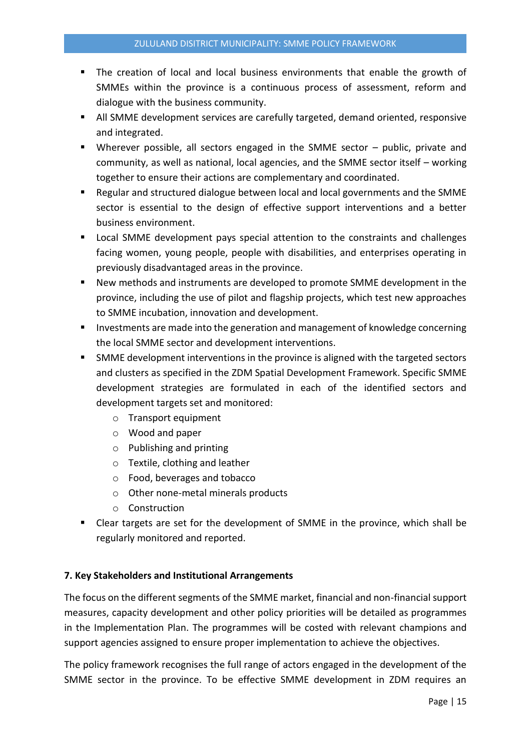- The creation of local and local business environments that enable the growth of SMMEs within the province is a continuous process of assessment, reform and dialogue with the business community.
- All SMME development services are carefully targeted, demand oriented, responsive and integrated.
- Wherever possible, all sectors engaged in the SMME sector – public, private and community, as well as national, local agencies, and the SMME sector itself – working together to ensure their actions are complementary and coordinated.
- Regular and structured dialogue between local and local governments and the SMME sector is essential to the design of effective support interventions and a better business environment.
- Local SMME development pays special attention to the constraints and challenges facing women, young people, people with disabilities, and enterprises operating in previously disadvantaged areas in the province.
- New methods and instruments are developed to promote SMME development in the province, including the use of pilot and flagship projects, which test new approaches to SMME incubation, innovation and development.
- Investments are made into the generation and management of knowledge concerning the local SMME sector and development interventions.
- SMME development interventions in the province is aligned with the targeted sectors and clusters as specified in the ZDM Spatial Development Framework. Specific SMME development strategies are formulated in each of the identified sectors and development targets set and monitored:
  - Transport equipment
  - Wood and paper
  - Publishing and printing
  - Textile, clothing and leather
  - Food, beverages and tobacco
  - Other none-metal minerals products
  - Construction
- Clear targets are set for the development of SMME in the province, which shall be regularly monitored and reported.

## 7. Key Stakeholders and Institutional Arrangements

The focus on the different segments of the SMME market, financial and non-financial support measures, capacity development and other policy priorities will be detailed as programmes in the Implementation Plan. The programmes will be costed with relevant champions and support agencies assigned to ensure proper implementation to achieve the objectives.

The policy framework recognises the full range of actors engaged in the development of the SMME sector in the province. To be effective SMME development in ZDM requires an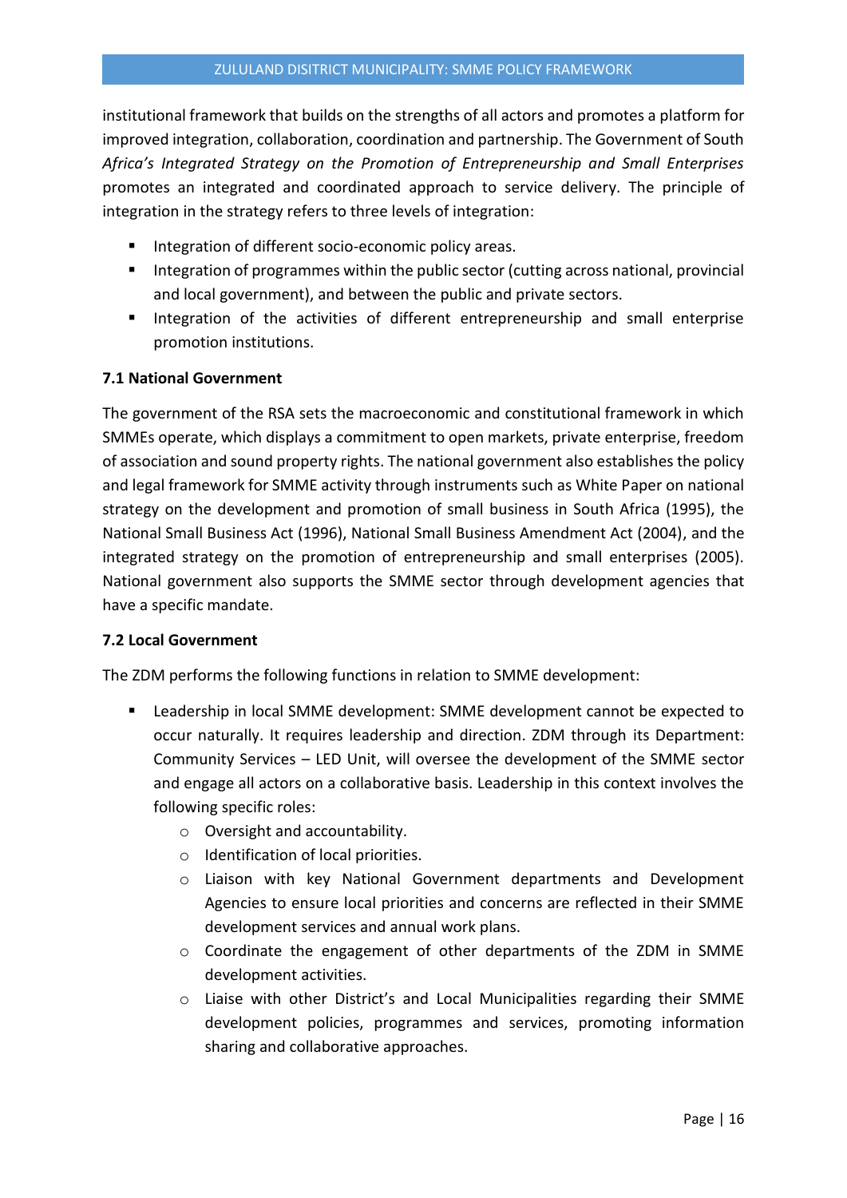institutional framework that builds on the strengths of all actors and promotes a platform for improved integration, collaboration, coordination and partnership. The Government of South *Africa's Integrated Strategy on the Promotion of Entrepreneurship and Small Enterprises* promotes an integrated and coordinated approach to service delivery. The principle of integration in the strategy refers to three levels of integration:

- Integration of different socio-economic policy areas.
- Integration of programmes within the public sector (cutting across national, provincial and local government), and between the public and private sectors.
- Integration of the activities of different entrepreneurship and small enterprise promotion institutions.

### 7.1 National Government

The government of the RSA sets the macroeconomic and constitutional framework in which SMMEs operate, which displays a commitment to open markets, private enterprise, freedom of association and sound property rights. The national government also establishes the policy and legal framework for SMME activity through instruments such as White Paper on national strategy on the development and promotion of small business in South Africa (1995), the National Small Business Act (1996), National Small Business Amendment Act (2004), and the integrated strategy on the promotion of entrepreneurship and small enterprises (2005). National government also supports the SMME sector through development agencies that have a specific mandate.

### 7.2 Local Government

The ZDM performs the following functions in relation to SMME development:

- Leadership in local SMME development: SMME development cannot be expected to occur naturally. It requires leadership and direction. ZDM through its Department: Community Services – LED Unit, will oversee the development of the SMME sector and engage all actors on a collaborative basis. Leadership in this context involves the following specific roles:
  - Oversight and accountability.
  - Identification of local priorities.
  - Liaison with key National Government departments and Development Agencies to ensure local priorities and concerns are reflected in their SMME development services and annual work plans.
  - Coordinate the engagement of other departments of the ZDM in SMME development activities.
  - Liaise with other District's and Local Municipalities regarding their SMME development policies, programmes and services, promoting information sharing and collaborative approaches.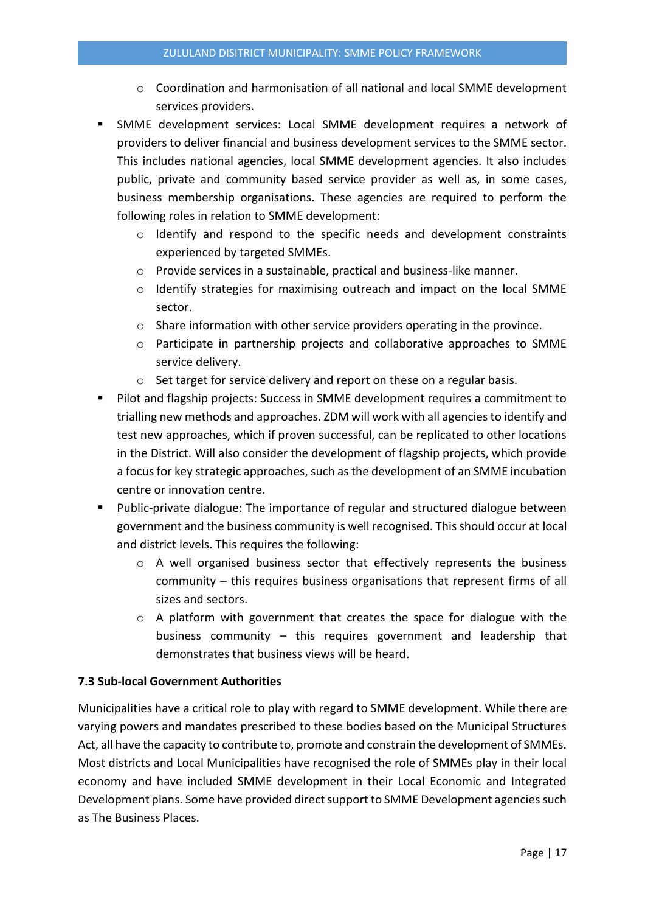- Coordination and harmonisation of all national and local SMME development services providers.
- SMME development services: Local SMME development requires a network of providers to deliver financial and business development services to the SMME sector. This includes national agencies, local SMME development agencies. It also includes public, private and community based service provider as well as, in some cases, business membership organisations. These agencies are required to perform the following roles in relation to SMME development:
    - Identify and respond to the specific needs and development constraints experienced by targeted SMMEs.
    - Provide services in a sustainable, practical and business-like manner.
    - Identify strategies for maximising outreach and impact on the local SMME sector.
    - Share information with other service providers operating in the province.
    - Participate in partnership projects and collaborative approaches to SMME service delivery.
    - Set target for service delivery and report on these on a regular basis.
- Pilot and flagship projects: Success in SMME development requires a commitment to trialling new methods and approaches. ZDM will work with all agencies to identify and test new approaches, which if proven successful, can be replicated to other locations in the District. Will also consider the development of flagship projects, which provide a focus for key strategic approaches, such as the development of an SMME incubation centre or innovation centre.
- Public-private dialogue: The importance of regular and structured dialogue between government and the business community is well recognised. This should occur at local and district levels. This requires the following:
    - A well organised business sector that effectively represents the business community – this requires business organisations that represent firms of all sizes and sectors.
    - A platform with government that creates the space for dialogue with the business community – this requires government and leadership that demonstrates that business views will be heard.

**7.3 Sub-local Government Authorities**

Municipalities have a critical role to play with regard to SMME development. While there are varying powers and mandates prescribed to these bodies based on the Municipal Structures Act, all have the capacity to contribute to, promote and constrain the development of SMMEs. Most districts and Local Municipalities have recognised the role of SMMEs play in their local economy and have included SMME development in their Local Economic and Integrated Development plans. Some have provided direct support to SMME Development agencies such as The Business Places.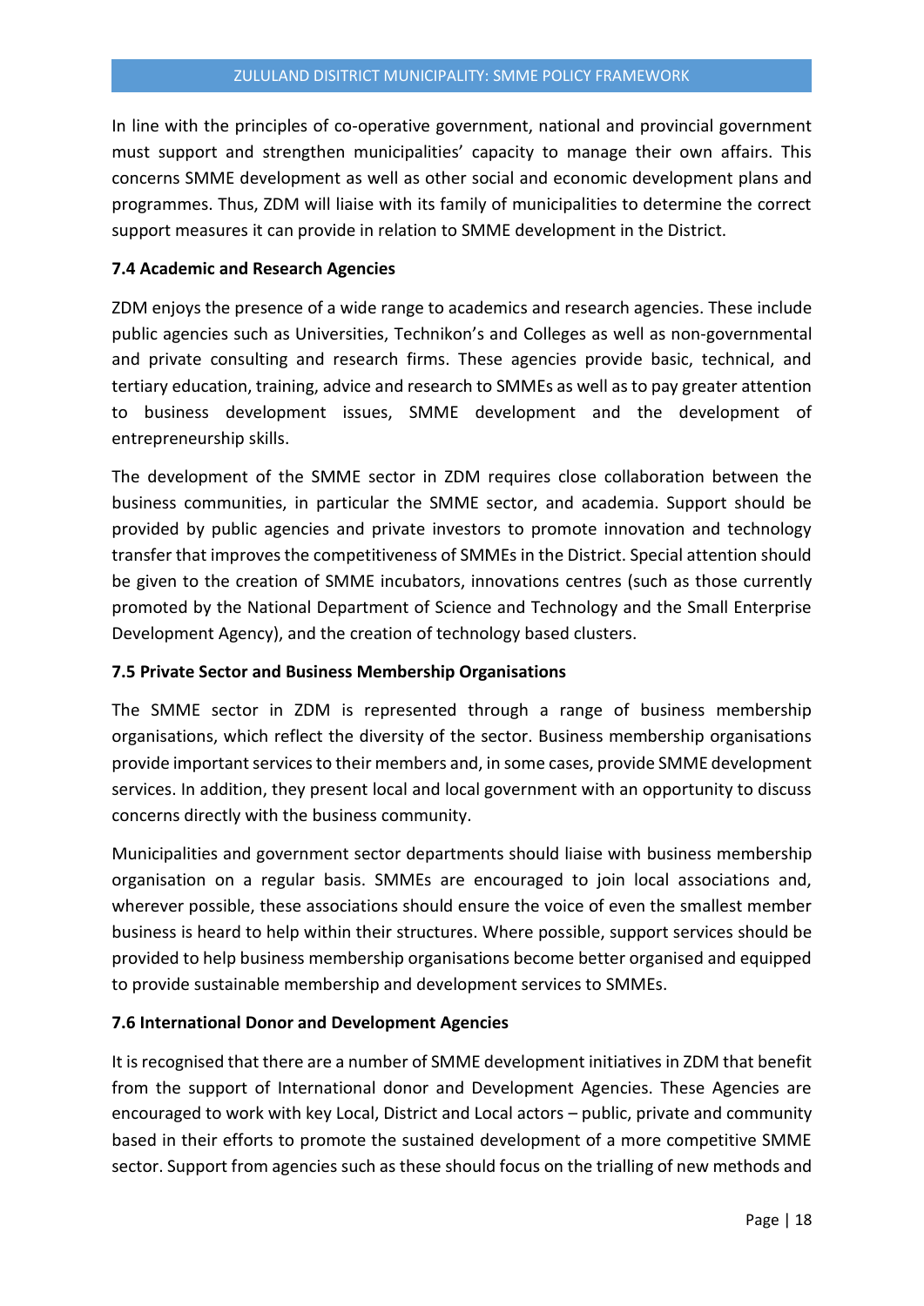In line with the principles of co-operative government, national and provincial government must support and strengthen municipalities' capacity to manage their own affairs. This concerns SMME development as well as other social and economic development plans and programmes. Thus, ZDM will liaise with its family of municipalities to determine the correct support measures it can provide in relation to SMME development in the District.

### 7.4 Academic and Research Agencies

ZDM enjoys the presence of a wide range to academics and research agencies. These include public agencies such as Universities, Technikon's and Colleges as well as non-governmental and private consulting and research firms. These agencies provide basic, technical, and tertiary education, training, advice and research to SMMEs as well as to pay greater attention to business development issues, SMME development and the development of entrepreneurship skills.

The development of the SMME sector in ZDM requires close collaboration between the business communities, in particular the SMME sector, and academia. Support should be provided by public agencies and private investors to promote innovation and technology transfer that improves the competitiveness of SMMEs in the District. Special attention should be given to the creation of SMME incubators, innovations centres (such as those currently promoted by the National Department of Science and Technology and the Small Enterprise Development Agency), and the creation of technology based clusters.

### 7.5 Private Sector and Business Membership Organisations

The SMME sector in ZDM is represented through a range of business membership organisations, which reflect the diversity of the sector. Business membership organisations provide important services to their members and, in some cases, provide SMME development services. In addition, they present local and local government with an opportunity to discuss concerns directly with the business community.

Municipalities and government sector departments should liaise with business membership organisation on a regular basis. SMMEs are encouraged to join local associations and, wherever possible, these associations should ensure the voice of even the smallest member business is heard to help within their structures. Where possible, support services should be provided to help business membership organisations become better organised and equipped to provide sustainable membership and development services to SMMEs.

### 7.6 International Donor and Development Agencies

It is recognised that there are a number of SMME development initiatives in ZDM that benefit from the support of International donor and Development Agencies. These Agencies are encouraged to work with key Local, District and Local actors – public, private and community based in their efforts to promote the sustained development of a more competitive SMME sector. Support from agencies such as these should focus on the trialling of new methods and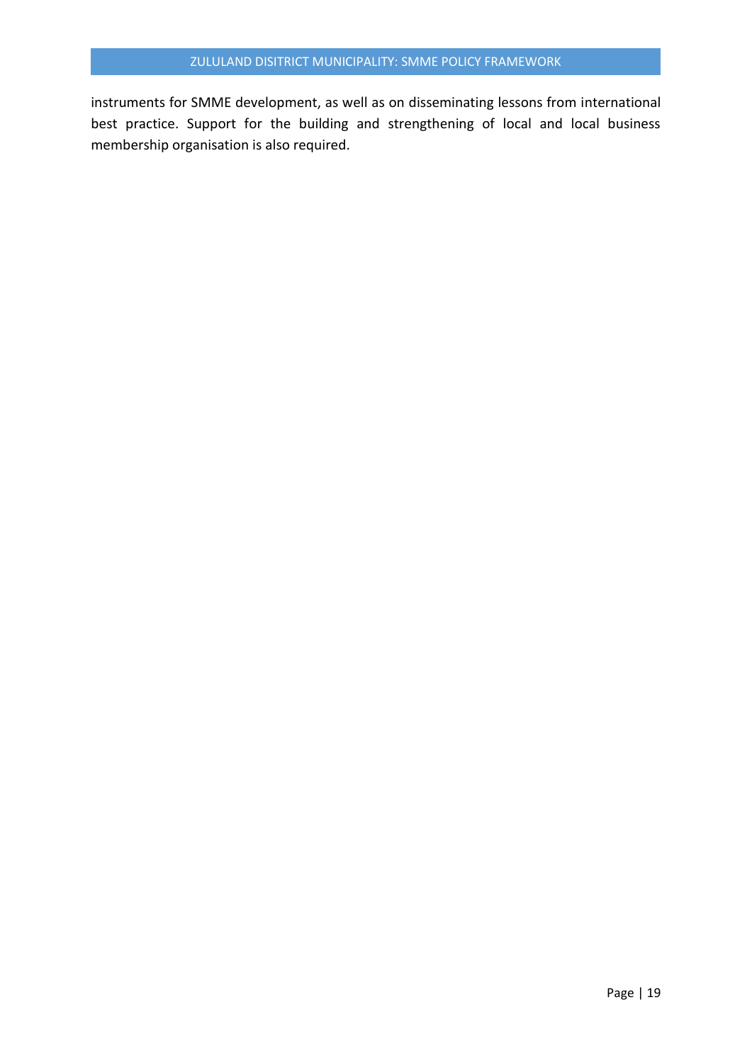instruments for SMME development, as well as on disseminating lessons from international best practice. Support for the building and strengthening of local and local business membership organisation is also required.